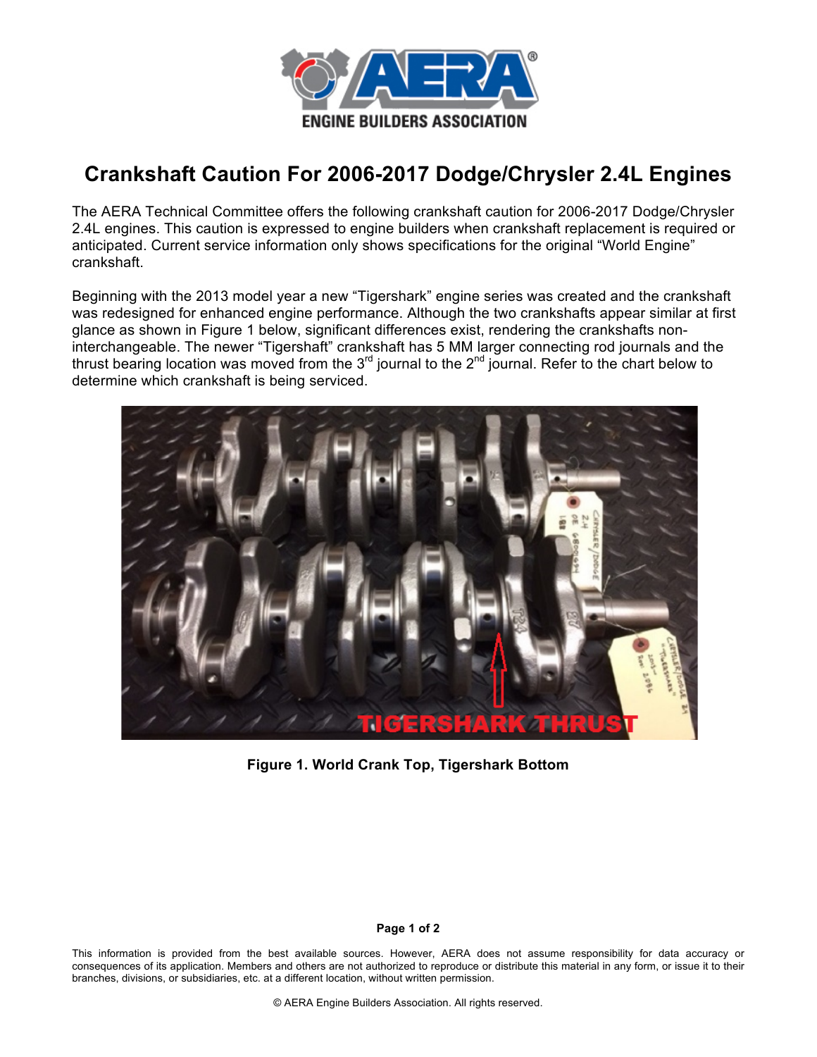# Crankshaft Caution For 2006-2017 Dodge/Chrysler 2.4L Engines

The AERA Technical Committee offers the following crankshaft caution for 2006-2017 Dodge/Chrysler 2.4L engines. This caution is expressed to engine builders when crankshaft replacement is required or anticipated. Current service information only shows specifications for the original "World Engine" crankshaft.

Beginning with the 2013 model year a new "Tigershark" engine series was created and the crankshaft was redesigned for enhanced engine performance. Although the two crankshafts appear similar at first glance as shown in Figure 1 below, significant differences exist, rendering the crankshafts non-interchangeable. The newer "Tigershaft" crankshaft has 5 MM larger connecting rod journals and the thrust bearing location was moved from the 3rd journal to the 2nd journal. Refer to the chart below to determine which crankshaft is being serviced.

**Figure 1. World Crank Top, Tigershark Bottom**

This information is provided from the best available sources. However, AERA does not assume responsibility for data accuracy or consequences of its application. Members and others are not authorized to reproduce or distribute this material in any form, or issue it to their branches, divisions, or subsidiaries, etc. at a different location, without written permission.

© AERA Engine Builders Association. All rights reserved.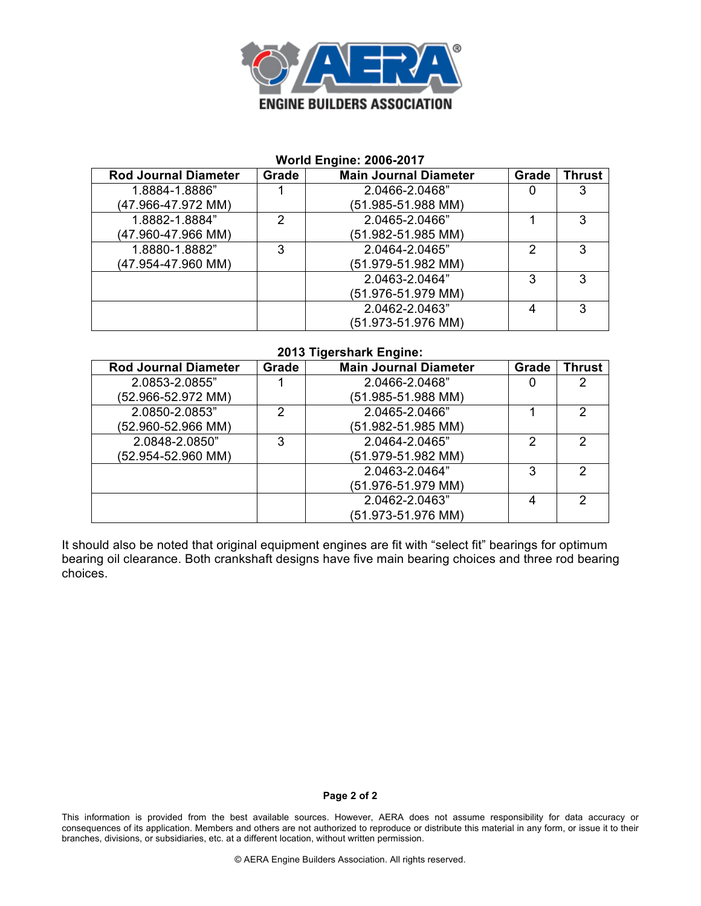**World Engine: 2006-2017**

| Rod Journal Diameter | Grade | Main Journal Diameter | Grade | Thrust |
|---|---|---|---|---|
| 1.8884-1.8886" (47.966-47.972 MM) | 1 | 2.0466-2.0468" (51.985-51.988 MM) | 0 | 3 |
| 1.8882-1.8884" (47.960-47.966 MM) | 2 | 2.0465-2.0466" (51.982-51.985 MM) | 1 | 3 |
| 1.8880-1.8882" (47.954-47.960 MM) | 3 | 2.0464-2.0465" (51.979-51.982 MM) | 2 | 3 |
| | | 2.0463-2.0464" (51.976-51.979 MM) | 3 | 3 |
| | | 2.0462-2.0463" (51.973-51.976 MM) | 4 | 3 |

**2013 Tigershark Engine:**

| Rod Journal Diameter | Grade | Main Journal Diameter | Grade | Thrust |
|---|---|---|---|---|
| 2.0853-2.0855" (52.966-52.972 MM) | 1 | 2.0466-2.0468" (51.985-51.988 MM) | 0 | 2 |
| 2.0850-2.0853" (52.960-52.966 MM) | 2 | 2.0465-2.0466" (51.982-51.985 MM) | 1 | 2 |
| 2.0848-2.0850" (52.954-52.960 MM) | 3 | 2.0464-2.0465" (51.979-51.982 MM) | 2 | 2 |
| | | 2.0463-2.0464" (51.976-51.979 MM) | 3 | 2 |
| | | 2.0462-2.0463" (51.973-51.976 MM) | 4 | 2 |

It should also be noted that original equipment engines are fit with "select fit" bearings for optimum bearing oil clearance. Both crankshaft designs have five main bearing choices and three rod bearing choices.

This information is provided from the best available sources. However, AERA does not assume responsibility for data accuracy or consequences of its application. Members and others are not authorized to reproduce or distribute this material in any form, or issue it to their branches, divisions, or subsidiaries, etc. at a different location, without written permission.

© AERA Engine Builders Association. All rights reserved.